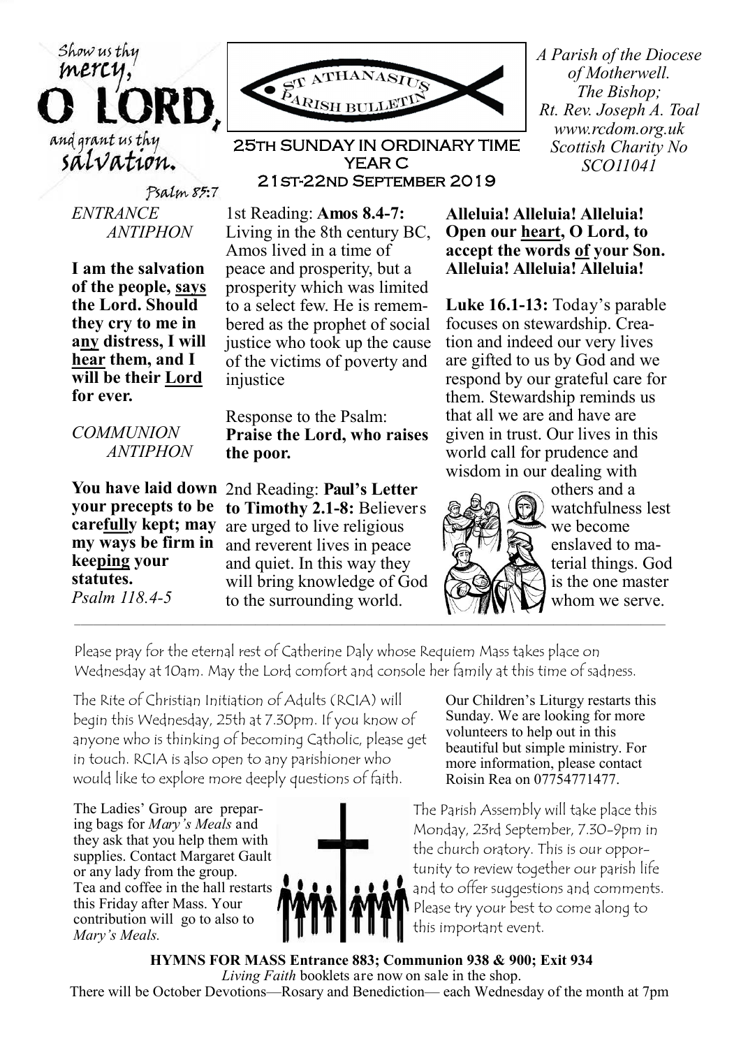Show us thy mercy, O LORD, and grant us thy salvation.

*Psalm 85:7*

ST ATHANASIUS PARISH BULLETIN

## 25TH SUNDAY IN ORDINARY TIME YEAR C 21ST-22ND SEPTEMBER 2019

*A Parish of the Diocese of Motherwell. The Bishop; Rt. Rev. Joseph A. Toal www.rcdom.org.uk Scottish Charity No SCO11041*

*ENTRANCE ANTIPHON*

**I am the salvation of the people, says the Lord. Should they cry to me in any distress, I will hear them, and I will be their Lord for ever.**

*COMMUNION ANTIPHON*

**You have laid down your precepts to be carefully kept; may my ways be firm in keeping your statutes.**
*Psalm 118.4-5*

1st Reading: **Amos 8.4-7:** Living in the 8th century BC, Amos lived in a time of peace and prosperity, but a prosperity which was limited to a select few. He is remembered as the prophet of social justice who took up the cause of the victims of poverty and injustice

Response to the Psalm: **Praise the Lord, who raises the poor.**

2nd Reading: **Paul's Letter to Timothy 2.1-8:** Believers are urged to live religious and reverent lives in peace and quiet. In this way they will bring knowledge of God to the surrounding world.

**Alleluia! Alleluia! Alleluia! Open our heart, O Lord, to accept the words of your Son. Alleluia! Alleluia! Alleluia!**

**Luke 16.1-13:** Today's parable focuses on stewardship. Creation and indeed our very lives are gifted to us by God and we respond by our grateful care for them. Stewardship reminds us that all we are and have are given in trust. Our lives in this world call for prudence and wisdom in our dealing with others and a watchfulness lest we become enslaved to material things. God is the one master whom we serve.

---

Please pray for the eternal rest of Catherine Daly whose Requiem Mass takes place on Wednesday at 10am. May the Lord comfort and console her family at this time of sadness.

The Rite of Christian Initiation of Adults (RCIA) will begin this Wednesday, 25th at 7.30pm. If you know of anyone who is thinking of becoming Catholic, please get in touch. RCIA is also open to any parishioner who would like to explore more deeply questions of faith.

Our Children's Liturgy restarts this Sunday. We are looking for more volunteers to help out in this beautiful but simple ministry. For more information, please contact Roisin Rea on 07754771477.

The Ladies' Group are preparing bags for *Mary's Meals* and they ask that you help them with supplies. Contact Margaret Gault or any lady from the group.
Tea and coffee in the hall restarts this Friday after Mass. Your contribution will go to also to *Mary's Meals.*

The Parish Assembly will take place this Monday, 23rd September, 7.30-9pm in the church oratory. This is our opportunity to review together our parish life and to offer suggestions and comments. Please try your best to come along to this important event.

**HYMNS FOR MASS Entrance 883; Communion 938 & 900; Exit 934**
*Living Faith* booklets are now on sale in the shop.
There will be October Devotions—Rosary and Benediction— each Wednesday of the month at 7pm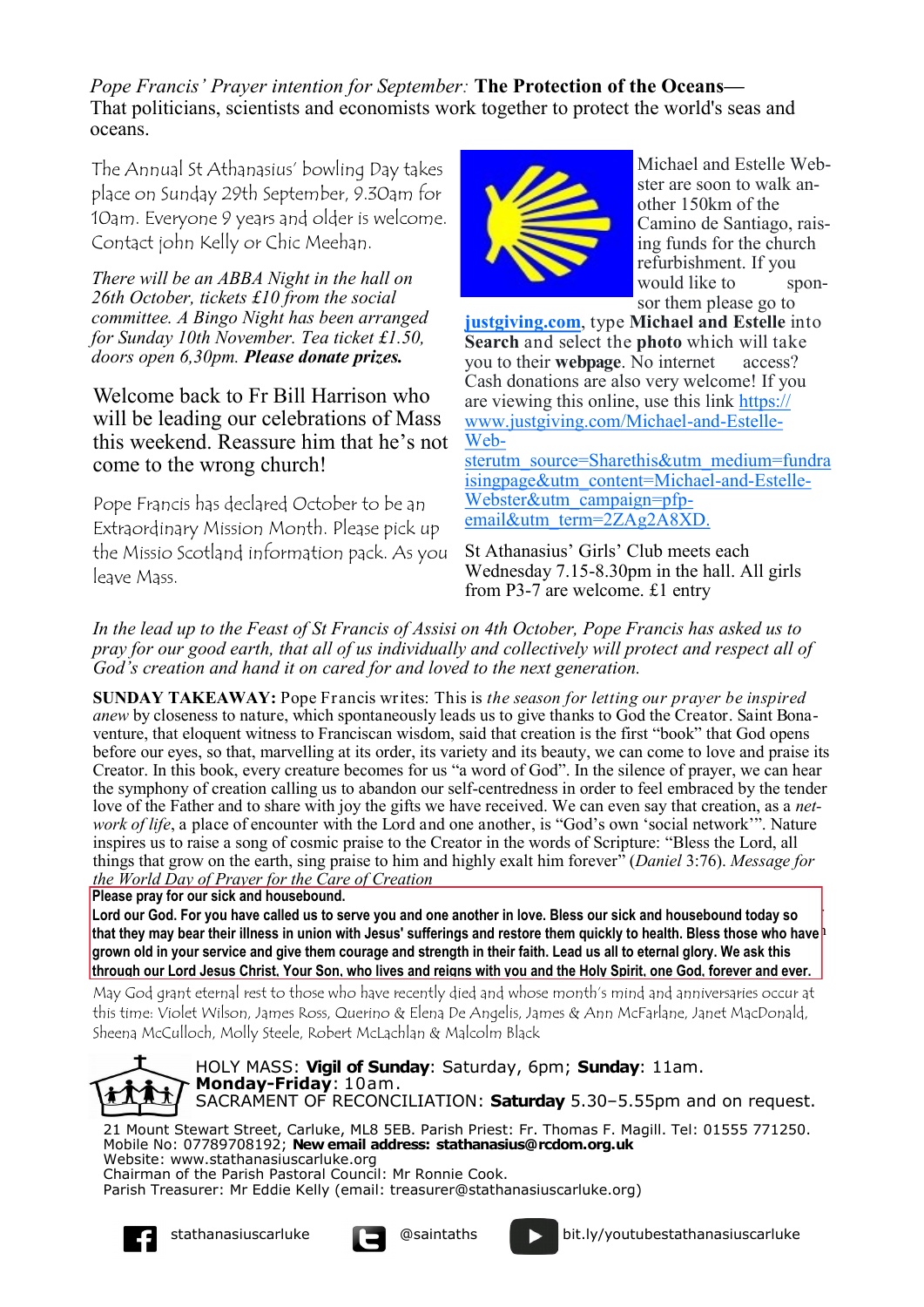*Pope Francis' Prayer intention for September:* **The Protection of the Oceans—** That politicians, scientists and economists work together to protect the world's seas and oceans.

The Annual St Athanasius' bowling Day takes place on Sunday 29th September, 9.30am for 10am. Everyone 9 years and older is welcome. Contact john Kelly or Chic Meehan.

*There will be an ABBA Night in the hall on 26th October, tickets £10 from the social committee. A Bingo Night has been arranged for Sunday 10th November. Tea ticket £1.50, doors open 6,30pm.* ***Please donate prizes.***

Welcome back to Fr Bill Harrison who will be leading our celebrations of Mass this weekend. Reassure him that he's not come to the wrong church!

Pope Francis has declared October to be an Extraordinary Mission Month. Please pick up the Missio Scotland information pack. As you leave Mass.

Michael and Estelle Webster are soon to walk another 150km of the Camino de Santiago, raising funds for the church refurbishment. If you would like to sponsor them please go to **justgiving.com**, type **Michael and Estelle** into **Search** and select the **photo** which will take you to their **webpage**. No internet access? Cash donations are also very welcome! If you are viewing this online, use this link https://www.justgiving.com/Michael-and-Estelle-Web-sterutm_source=Sharethis&utm_medium=fundraisingpage&utm_content=Michael-and-Estelle-Webster&utm_campaign=pfp-email&utm_term=2ZAg2A8XD.

St Athanasius' Girls' Club meets each Wednesday 7.15-8.30pm in the hall. All girls from P3-7 are welcome. £1 entry

*In the lead up to the Feast of St Francis of Assisi on 4th October, Pope Francis has asked us to pray for our good earth, that all of us individually and collectively will protect and respect all of God's creation and hand it on cared for and loved to the next generation.*

**SUNDAY TAKEAWAY:** Pope Francis writes: This is *the season for letting our prayer be inspired anew* by closeness to nature, which spontaneously leads us to give thanks to God the Creator. Saint Bonaventure, that eloquent witness to Franciscan wisdom, said that creation is the first "book" that God opens before our eyes, so that, marvelling at its order, its variety and its beauty, we can come to love and praise its Creator. In this book, every creature becomes for us "a word of God". In the silence of prayer, we can hear the symphony of creation calling us to abandon our self-centredness in order to feel embraced by the tender love of the Father and to share with joy the gifts we have received. We can even say that creation, as a *network of life*, a place of encounter with the Lord and one another, is "God's own 'social network'". Nature inspires us to raise a song of cosmic praise to the Creator in the words of Scripture: "Bless the Lord, all things that grow on the earth, sing praise to him and highly exalt him forever" (*Daniel* 3:76). *Message for the World Day of Prayer for the Care of Creation*

**Please pray for our sick and housebound.**

**Lord our God. For you have called us to serve you and one another in love. Bless our sick and housebound today so that they may bear their illness in union with Jesus' sufferings and restore them quickly to health. Bless those who have grown old in your service and give them courage and strength in their faith. Lead us all to eternal glory. We ask this through our Lord Jesus Christ, Your Son, who lives and reigns with you and the Holy Spirit, one God, forever and ever.**

May God grant eternal rest to those who have recently died and whose month's mind and anniversaries occur at this time: Violet Wilson, James Ross, Querino & Elena De Angelis, James & Ann McFarlane, Janet MacDonald, Sheena McCulloch, Molly Steele, Robert McLachlan & Malcolm Black

HOLY MASS: **Vigil of Sunday**: Saturday, 6pm; **Sunday**: 11am.
**Monday-Friday**: 10am.
SACRAMENT OF RECONCILIATION: **Saturday** 5.30–5.55pm and on request.

21 Mount Stewart Street, Carluke, ML8 5EB. Parish Priest: Fr. Thomas F. Magill. Tel: 01555 771250.
Mobile No: 07789708192; **New email address: stathanasius@rcdom.org.uk**
Website: www.stathanasiuscarluke.org
Chairman of the Parish Pastoral Council: Mr Ronnie Cook.
Parish Treasurer: Mr Eddie Kelly (email: treasurer@stathanasiuscarluke.org)

stathanasiuscarluke @saintaths bit.ly/youtubestathanasiuscarluke